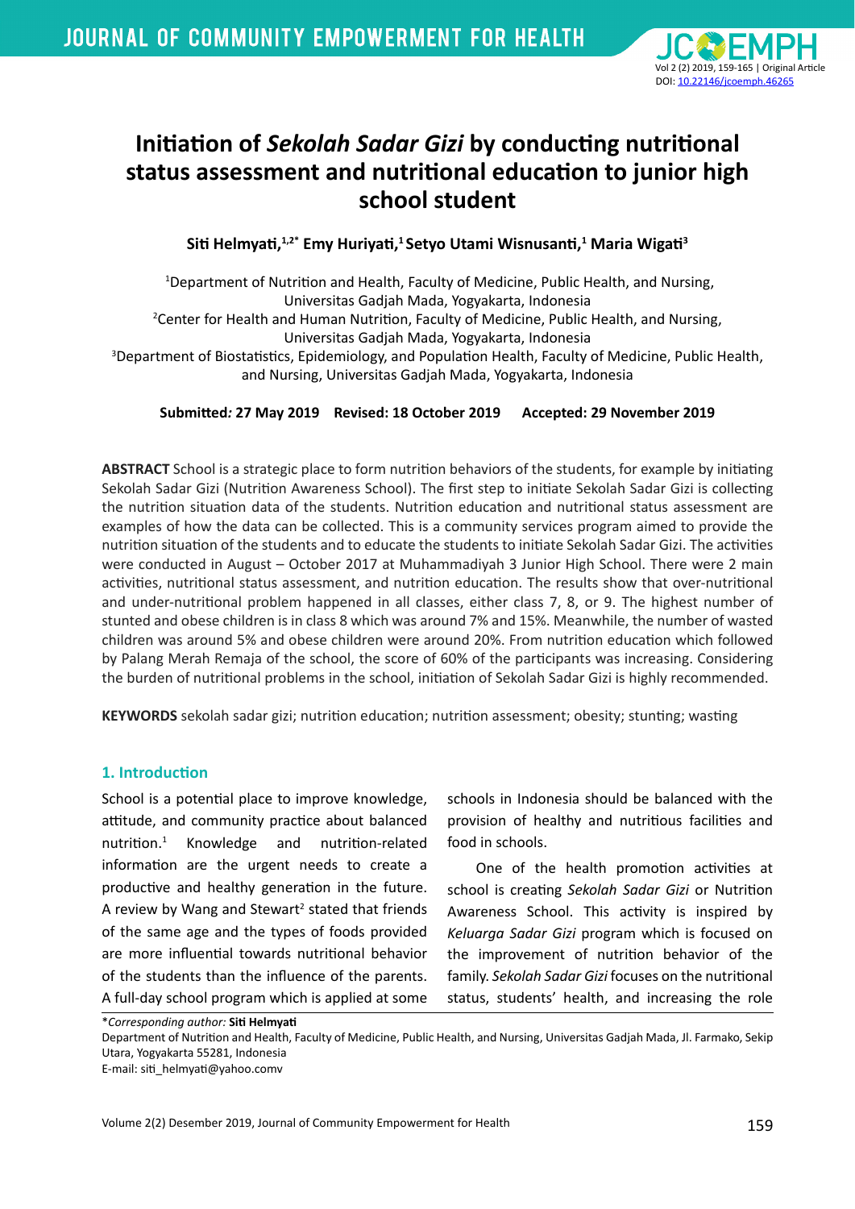# Initiation of *Sekolah Sadar Gizi* by conducting nutritional status assessment and nutritional education to junior high school student

**Siti Helmyati,[1,2*] Emy Huriyati,[1] Setyo Utami Wisnusanti,[1] Maria Wigati[3]**

[1]Department of Nutrition and Health, Faculty of Medicine, Public Health, and Nursing, Universitas Gadjah Mada, Yogyakarta, Indonesia
[2]Center for Health and Human Nutrition, Faculty of Medicine, Public Health, and Nursing, Universitas Gadjah Mada, Yogyakarta, Indonesia
[3]Department of Biostatistics, Epidemiology, and Population Health, Faculty of Medicine, Public Health, and Nursing, Universitas Gadjah Mada, Yogyakarta, Indonesia

**Submitted: 27 May 2019 Revised: 18 October 2019 Accepted: 29 November 2019**

**ABSTRACT** School is a strategic place to form nutrition behaviors of the students, for example by initiating Sekolah Sadar Gizi (Nutrition Awareness School). The first step to initiate Sekolah Sadar Gizi is collecting the nutrition situation data of the students. Nutrition education and nutritional status assessment are examples of how the data can be collected. This is a community services program aimed to provide the nutrition situation of the students and to educate the students to initiate Sekolah Sadar Gizi. The activities were conducted in August – October 2017 at Muhammadiyah 3 Junior High School. There were 2 main activities, nutritional status assessment, and nutrition education. The results show that over-nutritional and under-nutritional problem happened in all classes, either class 7, 8, or 9. The highest number of stunted and obese children is in class 8 which was around 7% and 15%. Meanwhile, the number of wasted children was around 5% and obese children were around 20%. From nutrition education which followed by Palang Merah Remaja of the school, the score of 60% of the participants was increasing. Considering the burden of nutritional problems in the school, initiation of Sekolah Sadar Gizi is highly recommended.

**KEYWORDS** sekolah sadar gizi; nutrition education; nutrition assessment; obesity; stunting; wasting

## 1. Introduction

School is a potential place to improve knowledge, attitude, and community practice about balanced nutrition.[1] Knowledge and nutrition-related information are the urgent needs to create a productive and healthy generation in the future. A review by Wang and Stewart[2] stated that friends of the same age and the types of foods provided are more influential towards nutritional behavior of the students than the influence of the parents. A full-day school program which is applied at some schools in Indonesia should be balanced with the provision of healthy and nutritious facilities and food in schools.

One of the health promotion activities at school is creating *Sekolah Sadar Gizi* or Nutrition Awareness School. This activity is inspired by *Keluarga Sadar Gizi* program which is focused on the improvement of nutrition behavior of the family. *Sekolah Sadar Gizi* focuses on the nutritional status, students' health, and increasing the role

\**Corresponding author:* **Siti Helmyati**
Department of Nutrition and Health, Faculty of Medicine, Public Health, and Nursing, Universitas Gadjah Mada, Jl. Farmako, Sekip Utara, Yogyakarta 55281, Indonesia
E-mail: siti_helmyati@yahoo.comv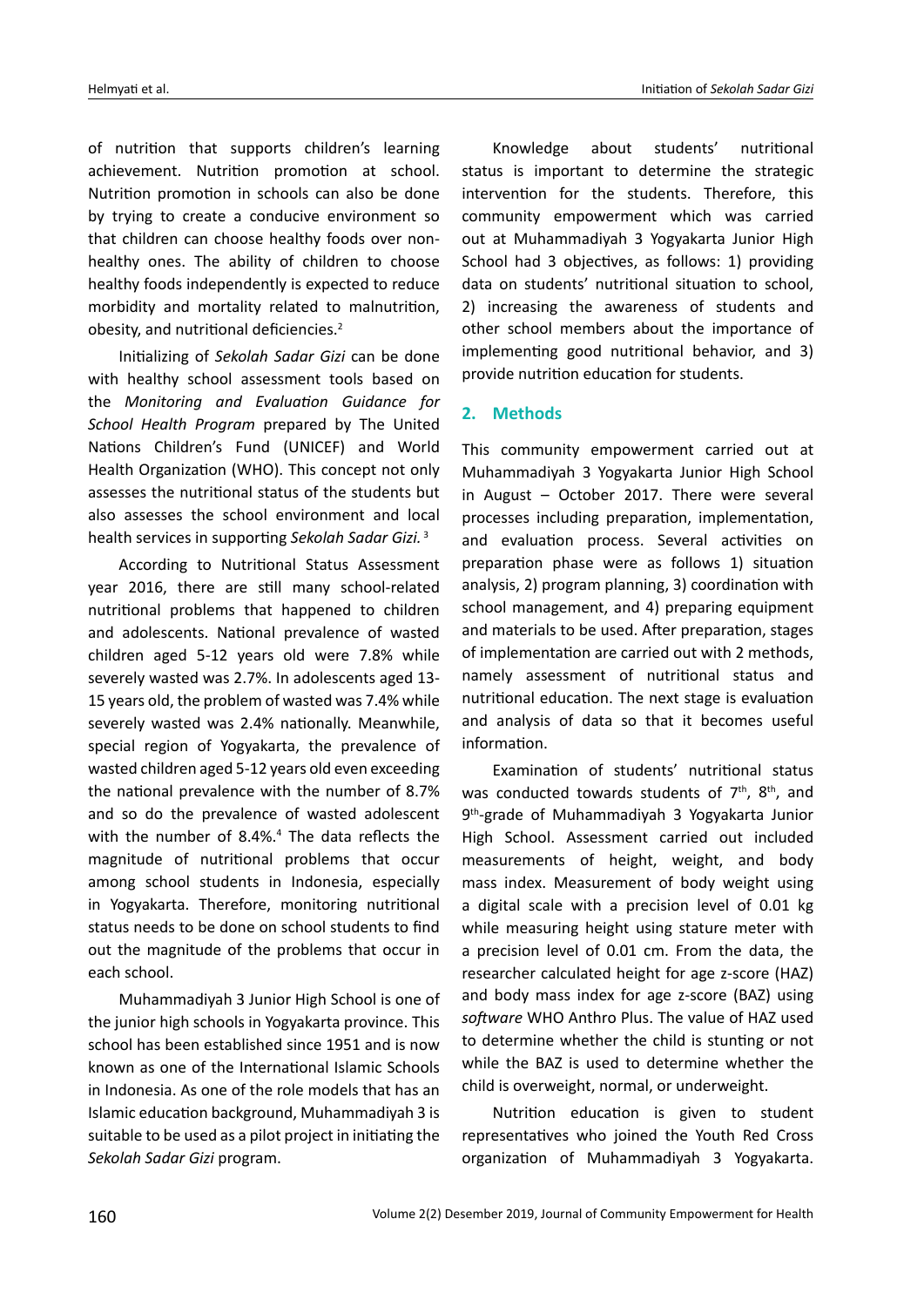of nutrition that supports children's learning achievement. Nutrition promotion at school. Nutrition promotion in schools can also be done by trying to create a conducive environment so that children can choose healthy foods over non-healthy ones. The ability of children to choose healthy foods independently is expected to reduce morbidity and mortality related to malnutrition, obesity, and nutritional deficiencies.[2]

Initializing of *Sekolah Sadar Gizi* can be done with healthy school assessment tools based on the *Monitoring and Evaluation Guidance for School Health Program* prepared by The United Nations Children's Fund (UNICEF) and World Health Organization (WHO). This concept not only assesses the nutritional status of the students but also assesses the school environment and local health services in supporting *Sekolah Sadar Gizi.* [3]

According to Nutritional Status Assessment year 2016, there are still many school-related nutritional problems that happened to children and adolescents. National prevalence of wasted children aged 5-12 years old were 7.8% while severely wasted was 2.7%. In adolescents aged 13-15 years old, the problem of wasted was 7.4% while severely wasted was 2.4% nationally. Meanwhile, special region of Yogyakarta, the prevalence of wasted children aged 5-12 years old even exceeding the national prevalence with the number of 8.7% and so do the prevalence of wasted adolescent with the number of 8.4%.[4] The data reflects the magnitude of nutritional problems that occur among school students in Indonesia, especially in Yogyakarta. Therefore, monitoring nutritional status needs to be done on school students to find out the magnitude of the problems that occur in each school.

Muhammadiyah 3 Junior High School is one of the junior high schools in Yogyakarta province. This school has been established since 1951 and is now known as one of the International Islamic Schools in Indonesia. As one of the role models that has an Islamic education background, Muhammadiyah 3 is suitable to be used as a pilot project in initiating the *Sekolah Sadar Gizi* program.

Knowledge about students' nutritional status is important to determine the strategic intervention for the students. Therefore, this community empowerment which was carried out at Muhammadiyah 3 Yogyakarta Junior High School had 3 objectives, as follows: 1) providing data on students' nutritional situation to school, 2) increasing the awareness of students and other school members about the importance of implementing good nutritional behavior, and 3) provide nutrition education for students.

## 2. Methods

This community empowerment carried out at Muhammadiyah 3 Yogyakarta Junior High School in August – October 2017. There were several processes including preparation, implementation, and evaluation process. Several activities on preparation phase were as follows 1) situation analysis, 2) program planning, 3) coordination with school management, and 4) preparing equipment and materials to be used. After preparation, stages of implementation are carried out with 2 methods, namely assessment of nutritional status and nutritional education. The next stage is evaluation and analysis of data so that it becomes useful information.

Examination of students' nutritional status was conducted towards students of 7th, 8th, and 9th-grade of Muhammadiyah 3 Yogyakarta Junior High School. Assessment carried out included measurements of height, weight, and body mass index. Measurement of body weight using a digital scale with a precision level of 0.01 kg while measuring height using stature meter with a precision level of 0.01 cm. From the data, the researcher calculated height for age z-score (HAZ) and body mass index for age z-score (BAZ) using *software* WHO Anthro Plus. The value of HAZ used to determine whether the child is stunting or not while the BAZ is used to determine whether the child is overweight, normal, or underweight.

Nutrition education is given to student representatives who joined the Youth Red Cross organization of Muhammadiyah 3 Yogyakarta.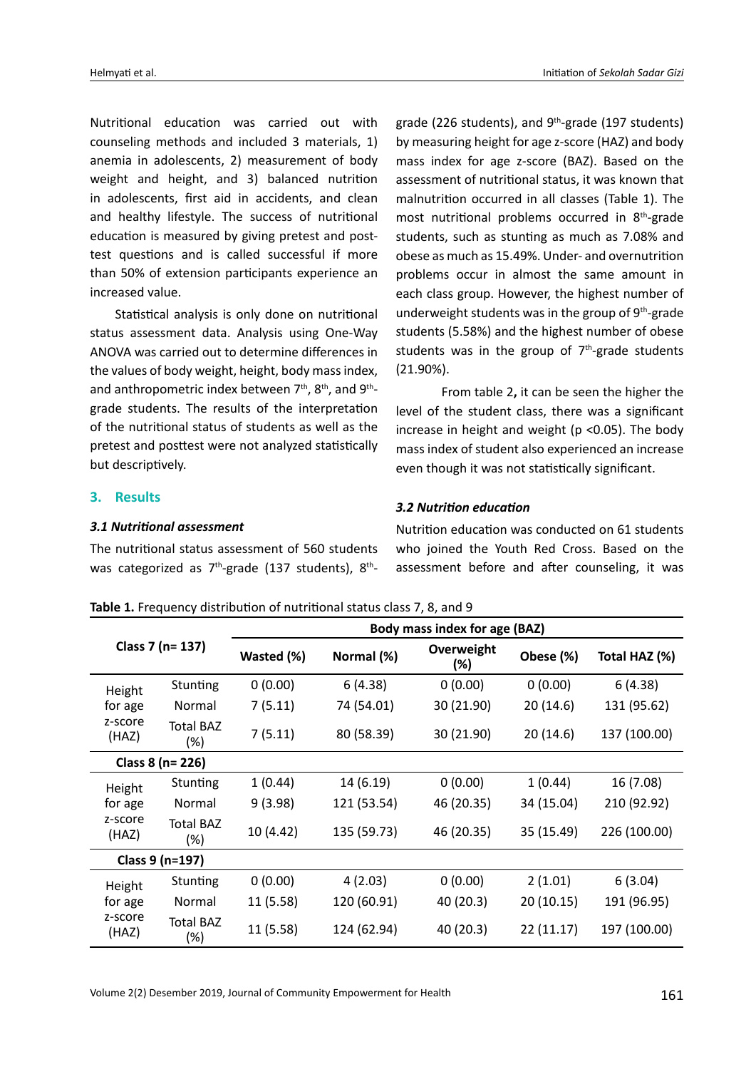Nutritional education was carried out with counseling methods and included 3 materials, 1) anemia in adolescents, 2) measurement of body weight and height, and 3) balanced nutrition in adolescents, first aid in accidents, and clean and healthy lifestyle. The success of nutritional education is measured by giving pretest and post-test questions and is called successful if more than 50% of extension participants experience an increased value.

Statistical analysis is only done on nutritional status assessment data. Analysis using One-Way ANOVA was carried out to determine differences in the values of body weight, height, body mass index, and anthropometric index between 7th, 8th, and 9th-grade students. The results of the interpretation of the nutritional status of students as well as the pretest and posttest were not analyzed statistically but descriptively.

## 3. Results

### *3.1 Nutritional assessment*

The nutritional status assessment of 560 students was categorized as 7th-grade (137 students), 8th-grade (226 students), and 9th-grade (197 students) by measuring height for age z-score (HAZ) and body mass index for age z-score (BAZ). Based on the assessment of nutritional status, it was known that malnutrition occurred in all classes (Table 1). The most nutritional problems occurred in 8th-grade students, such as stunting as much as 7.08% and obese as much as 15.49%. Under- and overnutrition problems occur in almost the same amount in each class group. However, the highest number of underweight students was in the group of 9th-grade students (5.58%) and the highest number of obese students was in the group of 7th-grade students (21.90%).

From table 2**,** it can be seen the higher the level of the student class, there was a significant increase in height and weight ($p < 0.05$). The body mass index of student also experienced an increase even though it was not statistically significant.

### *3.2 Nutrition education*

Nutrition education was conducted on 61 students who joined the Youth Red Cross. Based on the assessment before and after counseling, it was

**Table 1.** Frequency distribution of nutritional status class 7, 8, and 9

| Class 7 (n= 137) | | Body mass index for age (BAZ) | | | | |
|---|---|---|---|---|---|---|
| | | Wasted (%) | Normal (%) | Overweight (%) | Obese (%) | Total HAZ (%) |
| Height for age z-score (HAZ) | Stunting | 0 (0.00) | 6 (4.38) | 0 (0.00) | 0 (0.00) | 6 (4.38) |
| | Normal | 7 (5.11) | 74 (54.01) | 30 (21.90) | 20 (14.6) | 131 (95.62) |
| | Total BAZ (%) | 7 (5.11) | 80 (58.39) | 30 (21.90) | 20 (14.6) | 137 (100.00) |
| **Class 8 (n= 226)** | | | | | | |
| Height for age z-score (HAZ) | Stunting | 1 (0.44) | 14 (6.19) | 0 (0.00) | 1 (0.44) | 16 (7.08) |
| | Normal | 9 (3.98) | 121 (53.54) | 46 (20.35) | 34 (15.04) | 210 (92.92) |
| | Total BAZ (%) | 10 (4.42) | 135 (59.73) | 46 (20.35) | 35 (15.49) | 226 (100.00) |
| **Class 9 (n=197)** | | | | | | |
| Height for age z-score (HAZ) | Stunting | 0 (0.00) | 4 (2.03) | 0 (0.00) | 2 (1.01) | 6 (3.04) |
| | Normal | 11 (5.58) | 120 (60.91) | 40 (20.3) | 20 (10.15) | 191 (96.95) |
| | Total BAZ (%) | 11 (5.58) | 124 (62.94) | 40 (20.3) | 22 (11.17) | 197 (100.00) |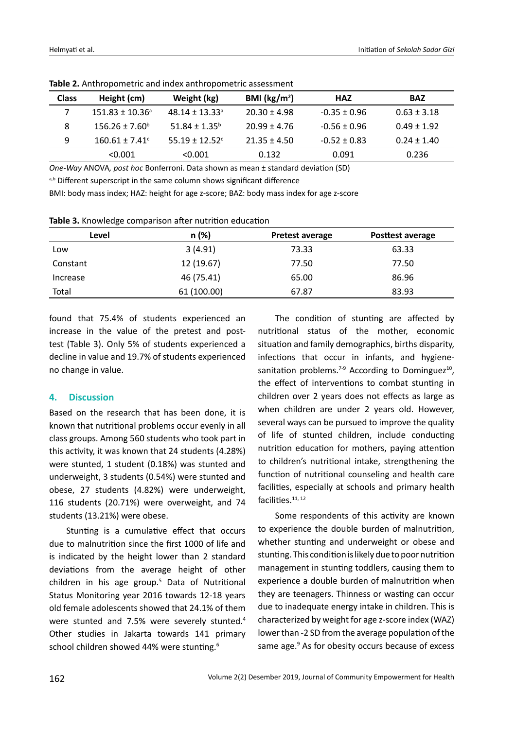**Table 2.** Anthropometric and index anthropometric assessment

| Class | Height (cm) | Weight (kg) | BMI (kg/m²) | HAZ | BAZ |
|---|---|---|---|---|---|
| 7 | 151.83 ± 10.36[a] | 48.14 ± 13.33[a] | 20.30 ± 4.98 | -0.35 ± 0.96 | 0.63 ± 3.18 |
| 8 | 156.26 ± 7.60[b] | 51.84 ± 1.35[b] | 20.99 ± 4.76 | -0.56 ± 0.96 | 0.49 ± 1.92 |
| 9 | 160.61 ± 7.41[c] | 55.19 ± 12.52[c] | 21.35 ± 4.50 | -0.52 ± 0.83 | 0.24 ± 1.40 |
| | <0.001 | <0.001 | 0.132 | 0.091 | 0.236 |

*One-Way* ANOVA*, post hoc* Bonferroni. Data shown as mean ± standard deviation (SD)

[a,b] Different superscript in the same column shows significant difference

BMI: body mass index; HAZ: height for age z-score; BAZ: body mass index for age z-score

**Table 3.** Knowledge comparison after nutrition education

| Level | n (%) | Pretest average | Posttest average |
|---|---|---|---|
| Low | 3 (4.91) | 73.33 | 63.33 |
| Constant | 12 (19.67) | 77.50 | 77.50 |
| Increase | 46 (75.41) | 65.00 | 86.96 |
| Total | 61 (100.00) | 67.87 | 83.93 |

found that 75.4% of students experienced an increase in the value of the pretest and post-test (Table 3). Only 5% of students experienced a decline in value and 19.7% of students experienced no change in value.

## 4. Discussion

Based on the research that has been done, it is known that nutritional problems occur evenly in all class groups. Among 560 students who took part in this activity, it was known that 24 students (4.28%) were stunted, 1 student (0.18%) was stunted and underweight, 3 students (0.54%) were stunted and obese, 27 students (4.82%) were underweight, 116 students (20.71%) were overweight, and 74 students (13.21%) were obese.

Stunting is a cumulative effect that occurs due to malnutrition since the first 1000 of life and is indicated by the height lower than 2 standard deviations from the average height of other children in his age group.[5] Data of Nutritional Status Monitoring year 2016 towards 12-18 years old female adolescents showed that 24.1% of them were stunted and 7.5% were severely stunted.[4] Other studies in Jakarta towards 141 primary school children showed 44% were stunting.[6]

The condition of stunting are affected by nutritional status of the mother, economic situation and family demographics, births disparity, infections that occur in infants, and hygiene-sanitation problems.[7-9] According to Dominguez[10], the effect of interventions to combat stunting in children over 2 years does not effects as large as when children are under 2 years old. However, several ways can be pursued to improve the quality of life of stunted children, include conducting nutrition education for mothers, paying attention to children's nutritional intake, strengthening the function of nutritional counseling and health care facilities, especially at schools and primary health facilities.[11, 12]

Some respondents of this activity are known to experience the double burden of malnutrition, whether stunting and underweight or obese and stunting. This condition is likely due to poor nutrition management in stunting toddlers, causing them to experience a double burden of malnutrition when they are teenagers. Thinness or wasting can occur due to inadequate energy intake in children. This is characterized by weight for age z-score index (WAZ) lower than -2 SD from the average population of the same age.[9] As for obesity occurs because of excess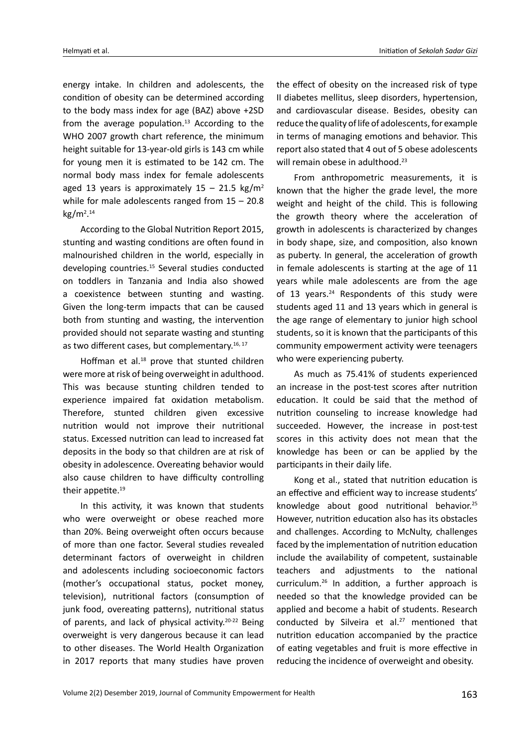energy intake. In children and adolescents, the condition of obesity can be determined according to the body mass index for age (BAZ) above +2SD from the average population.[13] According to the WHO 2007 growth chart reference, the minimum height suitable for 13-year-old girls is 143 cm while for young men it is estimated to be 142 cm. The normal body mass index for female adolescents aged 13 years is approximately 15 – 21.5 kg/m$^2$ while for male adolescents ranged from 15 – 20.8 kg/m$^2$.[14]

According to the Global Nutrition Report 2015, stunting and wasting conditions are often found in malnourished children in the world, especially in developing countries.[15] Several studies conducted on toddlers in Tanzania and India also showed a coexistence between stunting and wasting. Given the long-term impacts that can be caused both from stunting and wasting, the intervention provided should not separate wasting and stunting as two different cases, but complementary.[16, 17]

Hoffman et al.[18] prove that stunted children were more at risk of being overweight in adulthood. This was because stunting children tended to experience impaired fat oxidation metabolism. Therefore, stunted children given excessive nutrition would not improve their nutritional status. Excessed nutrition can lead to increased fat deposits in the body so that children are at risk of obesity in adolescence. Overeating behavior would also cause children to have difficulty controlling their appetite.[19]

In this activity, it was known that students who were overweight or obese reached more than 20%. Being overweight often occurs because of more than one factor. Several studies revealed determinant factors of overweight in children and adolescents including socioeconomic factors (mother's occupational status, pocket money, television), nutritional factors (consumption of junk food, overeating patterns), nutritional status of parents, and lack of physical activity.[20-22] Being overweight is very dangerous because it can lead to other diseases. The World Health Organization in 2017 reports that many studies have proven the effect of obesity on the increased risk of type II diabetes mellitus, sleep disorders, hypertension, and cardiovascular disease. Besides, obesity can reduce the quality of life of adolescents, for example in terms of managing emotions and behavior. This report also stated that 4 out of 5 obese adolescents will remain obese in adulthood.[23]

From anthropometric measurements, it is known that the higher the grade level, the more weight and height of the child. This is following the growth theory where the acceleration of growth in adolescents is characterized by changes in body shape, size, and composition, also known as puberty. In general, the acceleration of growth in female adolescents is starting at the age of 11 years while male adolescents are from the age of 13 years.[24] Respondents of this study were students aged 11 and 13 years which in general is the age range of elementary to junior high school students, so it is known that the participants of this community empowerment activity were teenagers who were experiencing puberty.

As much as 75.41% of students experienced an increase in the post-test scores after nutrition education. It could be said that the method of nutrition counseling to increase knowledge had succeeded. However, the increase in post-test scores in this activity does not mean that the knowledge has been or can be applied by the participants in their daily life.

Kong et al., stated that nutrition education is an effective and efficient way to increase students' knowledge about good nutritional behavior.[25] However, nutrition education also has its obstacles and challenges. According to McNulty, challenges faced by the implementation of nutrition education include the availability of competent, sustainable teachers and adjustments to the national curriculum.[26] In addition, a further approach is needed so that the knowledge provided can be applied and become a habit of students. Research conducted by Silveira et al.[27] mentioned that nutrition education accompanied by the practice of eating vegetables and fruit is more effective in reducing the incidence of overweight and obesity.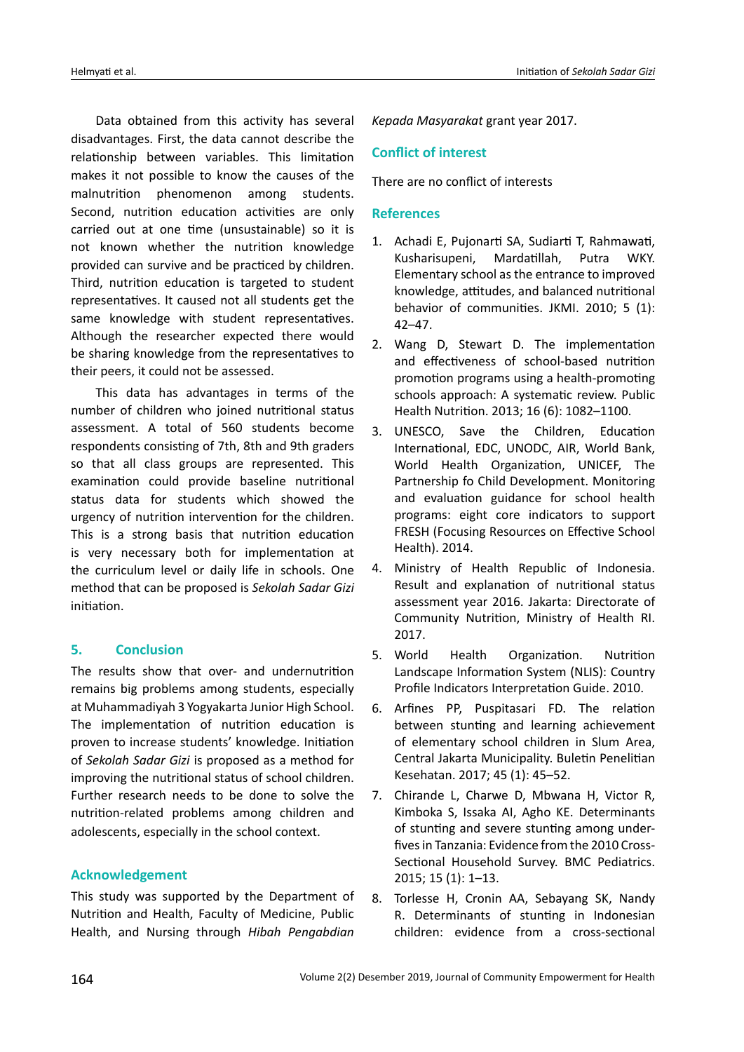Data obtained from this activity has several disadvantages. First, the data cannot describe the relationship between variables. This limitation makes it not possible to know the causes of the malnutrition phenomenon among students. Second, nutrition education activities are only carried out at one time (unsustainable) so it is not known whether the nutrition knowledge provided can survive and be practiced by children. Third, nutrition education is targeted to student representatives. It caused not all students get the same knowledge with student representatives. Although the researcher expected there would be sharing knowledge from the representatives to their peers, it could not be assessed.

This data has advantages in terms of the number of children who joined nutritional status assessment. A total of 560 students become respondents consisting of 7th, 8th and 9th graders so that all class groups are represented. This examination could provide baseline nutritional status data for students which showed the urgency of nutrition intervention for the children. This is a strong basis that nutrition education is very necessary both for implementation at the curriculum level or daily life in schools. One method that can be proposed is *Sekolah Sadar Gizi* initiation.

## 5. Conclusion

The results show that over- and undernutrition remains big problems among students, especially at Muhammadiyah 3 Yogyakarta Junior High School. The implementation of nutrition education is proven to increase students' knowledge. Initiation of *Sekolah Sadar Gizi* is proposed as a method for improving the nutritional status of school children. Further research needs to be done to solve the nutrition-related problems among children and adolescents, especially in the school context.

## Acknowledgement

This study was supported by the Department of Nutrition and Health, Faculty of Medicine, Public Health, and Nursing through *Hibah Pengabdian Kepada Masyarakat* grant year 2017.

## Conflict of interest

There are no conflict of interests

## References

1. Achadi E, Pujonarti SA, Sudiarti T, Rahmawati, Kusharisupeni, Mardatillah, Putra WKY. Elementary school as the entrance to improved knowledge, attitudes, and balanced nutritional behavior of communities. JKMI. 2010; 5 (1): 42–47.
2. Wang D, Stewart D. The implementation and effectiveness of school-based nutrition promotion programs using a health-promoting schools approach: A systematic review. Public Health Nutrition. 2013; 16 (6): 1082–1100.
3. UNESCO, Save the Children, Education International, EDC, UNODC, AIR, World Bank, World Health Organization, UNICEF, The Partnership fo Child Development. Monitoring and evaluation guidance for school health programs: eight core indicators to support FRESH (Focusing Resources on Effective School Health). 2014.
4. Ministry of Health Republic of Indonesia. Result and explanation of nutritional status assessment year 2016. Jakarta: Directorate of Community Nutrition, Ministry of Health RI. 2017.
5. World Health Organization. Nutrition Landscape Information System (NLIS): Country Profile Indicators Interpretation Guide. 2010.
6. Arfines PP, Puspitasari FD. The relation between stunting and learning achievement of elementary school children in Slum Area, Central Jakarta Municipality. Buletin Penelitian Kesehatan. 2017; 45 (1): 45–52.
7. Chirande L, Charwe D, Mbwana H, Victor R, Kimboka S, Issaka AI, Agho KE. Determinants of stunting and severe stunting among under-fives in Tanzania: Evidence from the 2010 Cross-Sectional Household Survey. BMC Pediatrics. 2015; 15 (1): 1–13.
8. Torlesse H, Cronin AA, Sebayang SK, Nandy R. Determinants of stunting in Indonesian children: evidence from a cross-sectional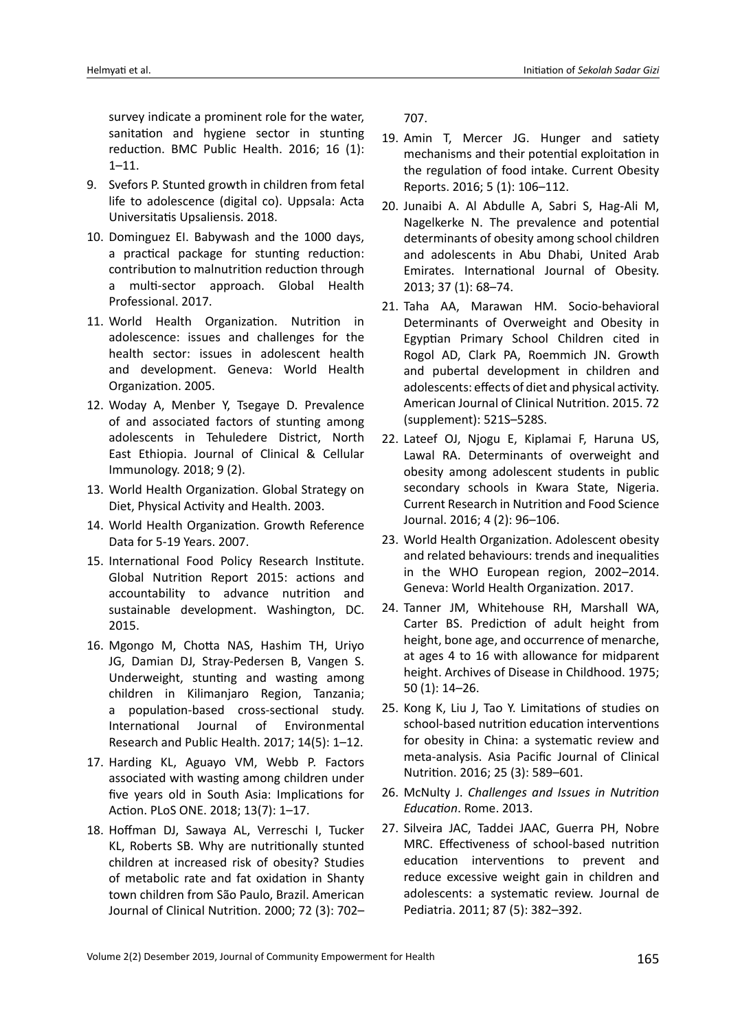survey indicate a prominent role for the water, sanitation and hygiene sector in stunting reduction. BMC Public Health. 2016; 16 (1): 1–11.

9. Svefors P. Stunted growth in children from fetal life to adolescence (digital co). Uppsala: Acta Universitatis Upsaliensis. 2018.
10. Dominguez EI. Babywash and the 1000 days, a practical package for stunting reduction: contribution to malnutrition reduction through a multi-sector approach. Global Health Professional. 2017.
11. World Health Organization. Nutrition in adolescence: issues and challenges for the health sector: issues in adolescent health and development. Geneva: World Health Organization. 2005.
12. Woday A, Menber Y, Tsegaye D. Prevalence of and associated factors of stunting among adolescents in Tehuledere District, North East Ethiopia. Journal of Clinical & Cellular Immunology. 2018; 9 (2).
13. World Health Organization. Global Strategy on Diet, Physical Activity and Health. 2003.
14. World Health Organization. Growth Reference Data for 5-19 Years. 2007.
15. International Food Policy Research Institute. Global Nutrition Report 2015: actions and accountability to advance nutrition and sustainable development. Washington, DC. 2015.
16. Mgongo M, Chotta NAS, Hashim TH, Uriyo JG, Damian DJ, Stray-Pedersen B, Vangen S. Underweight, stunting and wasting among children in Kilimanjaro Region, Tanzania; a population-based cross-sectional study. International Journal of Environmental Research and Public Health. 2017; 14(5): 1–12.
17. Harding KL, Aguayo VM, Webb P. Factors associated with wasting among children under five years old in South Asia: Implications for Action. PLoS ONE. 2018; 13(7): 1–17.
18. Hoffman DJ, Sawaya AL, Verreschi I, Tucker KL, Roberts SB. Why are nutritionally stunted children at increased risk of obesity? Studies of metabolic rate and fat oxidation in Shanty town children from São Paulo, Brazil. American Journal of Clinical Nutrition. 2000; 72 (3): 702–707.
19. Amin T, Mercer JG. Hunger and satiety mechanisms and their potential exploitation in the regulation of food intake. Current Obesity Reports. 2016; 5 (1): 106–112.
20. Junaibi A. Al Abdulle A, Sabri S, Hag-Ali M, Nagelkerke N. The prevalence and potential determinants of obesity among school children and adolescents in Abu Dhabi, United Arab Emirates. International Journal of Obesity. 2013; 37 (1): 68–74.
21. Taha AA, Marawan HM. Socio-behavioral Determinants of Overweight and Obesity in Egyptian Primary School Children cited in Rogol AD, Clark PA, Roemmich JN. Growth and pubertal development in children and adolescents: effects of diet and physical activity. American Journal of Clinical Nutrition. 2015. 72 (supplement): 521S–528S.
22. Lateef OJ, Njogu E, Kiplamai F, Haruna US, Lawal RA. Determinants of overweight and obesity among adolescent students in public secondary schools in Kwara State, Nigeria. Current Research in Nutrition and Food Science Journal. 2016; 4 (2): 96–106.
23. World Health Organization. Adolescent obesity and related behaviours: trends and inequalities in the WHO European region, 2002–2014. Geneva: World Health Organization. 2017.
24. Tanner JM, Whitehouse RH, Marshall WA, Carter BS. Prediction of adult height from height, bone age, and occurrence of menarche, at ages 4 to 16 with allowance for midparent height. Archives of Disease in Childhood. 1975; 50 (1): 14–26.
25. Kong K, Liu J, Tao Y. Limitations of studies on school-based nutrition education interventions for obesity in China: a systematic review and meta-analysis. Asia Pacific Journal of Clinical Nutrition. 2016; 25 (3): 589–601.
26. McNulty J. *Challenges and Issues in Nutrition Education*. Rome. 2013.
27. Silveira JAC, Taddei JAAC, Guerra PH, Nobre MRC. Effectiveness of school-based nutrition education interventions to prevent and reduce excessive weight gain in children and adolescents: a systematic review. Journal de Pediatria. 2011; 87 (5): 382–392.